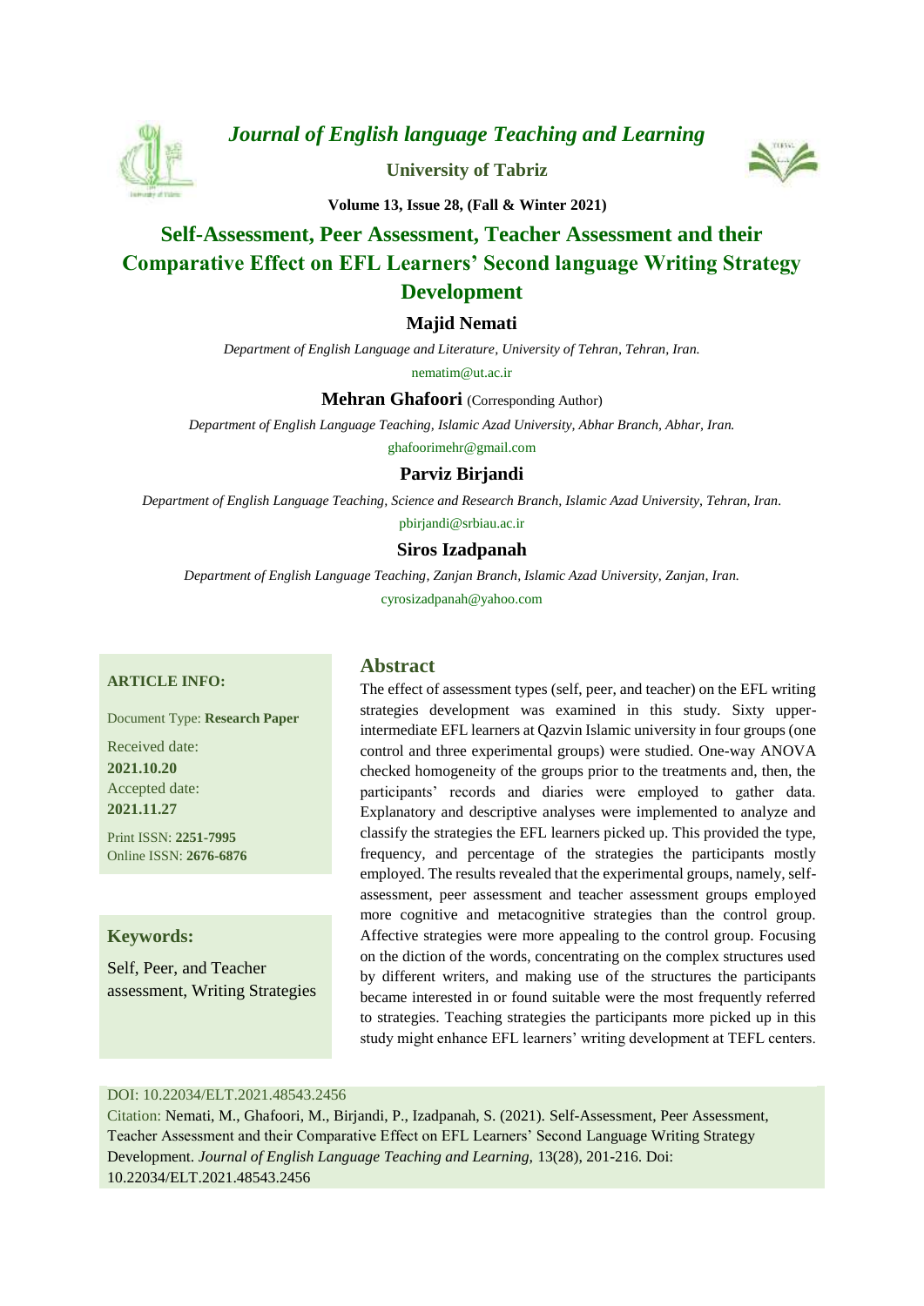*Journal of English language Teaching and Learning*

**University of Tabriz**

**Volume 13, Issue 28, (Fall & Winter 2021)**

# Self-Assessment, Peer Assessment, Teacher Assessment and their Comparative Effect on EFL Learners' Second language Writing Strategy Development

**Majid Nemati**

*Department of English Language and Literature, University of Tehran, Tehran, Iran.*

nematim@ut.ac.ir

**Mehran Ghafoori** (Corresponding Author)

*Department of English Language Teaching, Islamic Azad University, Abhar Branch, Abhar, Iran.*

ghafoorimehr@gmail.com

**Parviz Birjandi**

*Department of English Language Teaching, Science and Research Branch, Islamic Azad University, Tehran, Iran.*

pbirjandi@srbiau.ac.ir

**Siros Izadpanah**

*Department of English Language Teaching, Zanjan Branch, Islamic Azad University, Zanjan, Iran.*

cyrosizadpanah@yahoo.com

**ARTICLE INFO:**

Document Type: **Research Paper**

Received date: **2021.10.20**

Accepted date: **2021.11.27**

Print ISSN: **2251-7995**

Online ISSN: **2676-6876**

**Keywords:**

Self, Peer, and Teacher assessment, Writing Strategies

## Abstract

The effect of assessment types (self, peer, and teacher) on the EFL writing strategies development was examined in this study. Sixty upper-intermediate EFL learners at Qazvin Islamic university in four groups (one control and three experimental groups) were studied. One-way ANOVA checked homogeneity of the groups prior to the treatments and, then, the participants' records and diaries were employed to gather data. Explanatory and descriptive analyses were implemented to analyze and classify the strategies the EFL learners picked up. This provided the type, frequency, and percentage of the strategies the participants mostly employed. The results revealed that the experimental groups, namely, self-assessment, peer assessment and teacher assessment groups employed more cognitive and metacognitive strategies than the control group. Affective strategies were more appealing to the control group. Focusing on the diction of the words, concentrating on the complex structures used by different writers, and making use of the structures the participants became interested in or found suitable were the most frequently referred to strategies. Teaching strategies the participants more picked up in this study might enhance EFL learners' writing development at TEFL centers.

DOI: 10.22034/ELT.2021.48543.2456

Citation: Nemati, M., Ghafoori, M., Birjandi, P., Izadpanah, S. (2021). Self-Assessment, Peer Assessment, Teacher Assessment and their Comparative Effect on EFL Learners' Second Language Writing Strategy Development. *Journal of English Language Teaching and Learning,* 13(28), 201-216. Doi: 10.22034/ELT.2021.48543.2456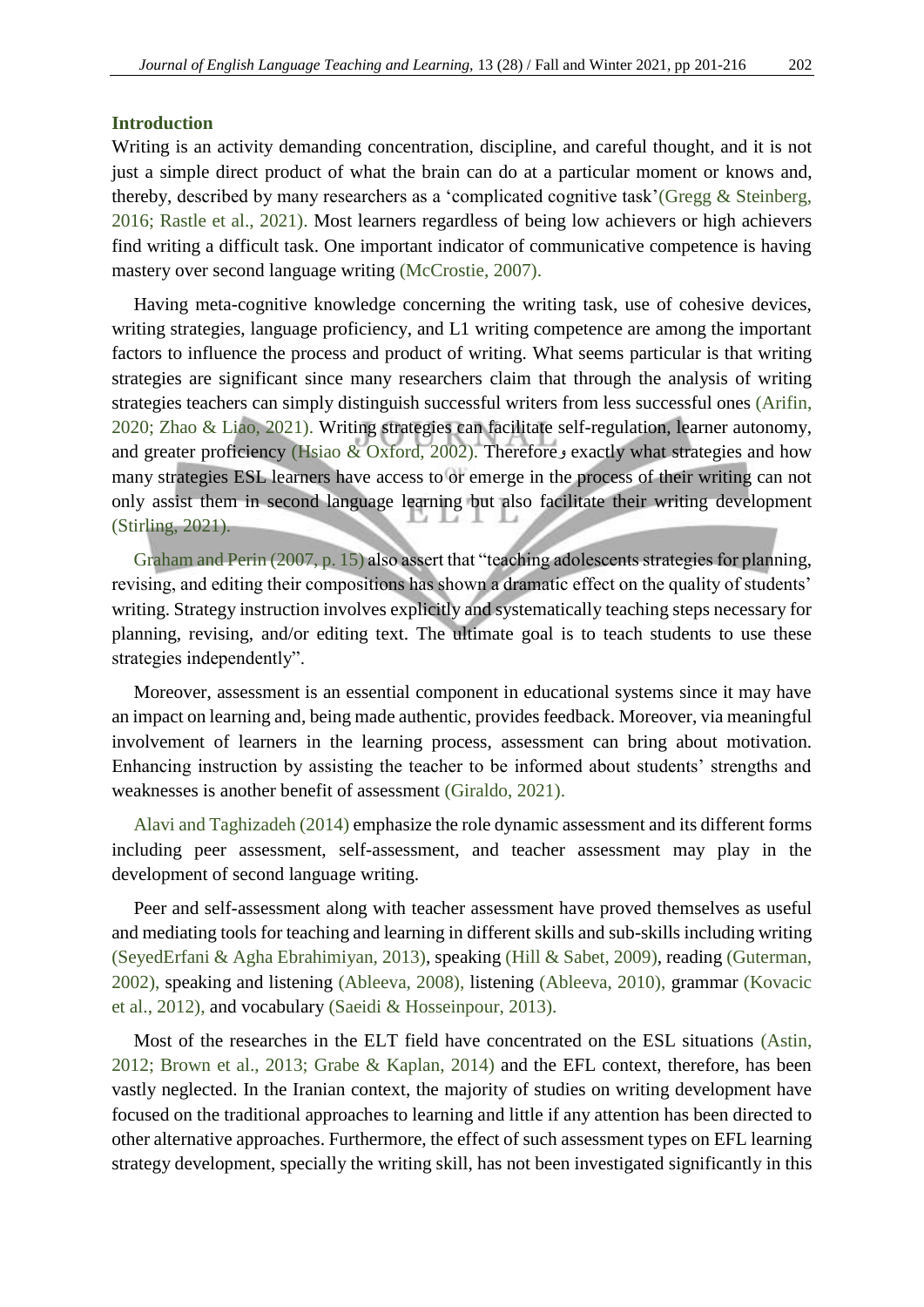## Introduction

Writing is an activity demanding concentration, discipline, and careful thought, and it is not just a simple direct product of what the brain can do at a particular moment or knows and, thereby, described by many researchers as a 'complicated cognitive task'(Gregg & Steinberg, 2016; Rastle et al., 2021). Most learners regardless of being low achievers or high achievers find writing a difficult task. One important indicator of communicative competence is having mastery over second language writing (McCrostie, 2007).

Having meta-cognitive knowledge concerning the writing task, use of cohesive devices, writing strategies, language proficiency, and L1 writing competence are among the important factors to influence the process and product of writing. What seems particular is that writing strategies are significant since many researchers claim that through the analysis of writing strategies teachers can simply distinguish successful writers from less successful ones (Arifin, 2020; Zhao & Liao, 2021). Writing strategies can facilitate self-regulation, learner autonomy, and greater proficiency (Hsiao & Oxford, 2002). Therefore, exactly what strategies and how many strategies ESL learners have access to or emerge in the process of their writing can not only assist them in second language learning but also facilitate their writing development (Stirling, 2021).

Graham and Perin (2007, p. 15) also assert that "teaching adolescents strategies for planning, revising, and editing their compositions has shown a dramatic effect on the quality of students' writing. Strategy instruction involves explicitly and systematically teaching steps necessary for planning, revising, and/or editing text. The ultimate goal is to teach students to use these strategies independently".

Moreover, assessment is an essential component in educational systems since it may have an impact on learning and, being made authentic, provides feedback. Moreover, via meaningful involvement of learners in the learning process, assessment can bring about motivation. Enhancing instruction by assisting the teacher to be informed about students' strengths and weaknesses is another benefit of assessment (Giraldo, 2021).

Alavi and Taghizadeh (2014) emphasize the role dynamic assessment and its different forms including peer assessment, self-assessment, and teacher assessment may play in the development of second language writing.

Peer and self-assessment along with teacher assessment have proved themselves as useful and mediating tools for teaching and learning in different skills and sub-skills including writing (SeyedErfani & Agha Ebrahimiyan, 2013), speaking (Hill & Sabet, 2009), reading (Guterman, 2002), speaking and listening (Ableeva, 2008), listening (Ableeva, 2010), grammar (Kovacic et al., 2012), and vocabulary (Saeidi & Hosseinpour, 2013).

Most of the researches in the ELT field have concentrated on the ESL situations (Astin, 2012; Brown et al., 2013; Grabe & Kaplan, 2014) and the EFL context, therefore, has been vastly neglected. In the Iranian context, the majority of studies on writing development have focused on the traditional approaches to learning and little if any attention has been directed to other alternative approaches. Furthermore, the effect of such assessment types on EFL learning strategy development, specially the writing skill, has not been investigated significantly in this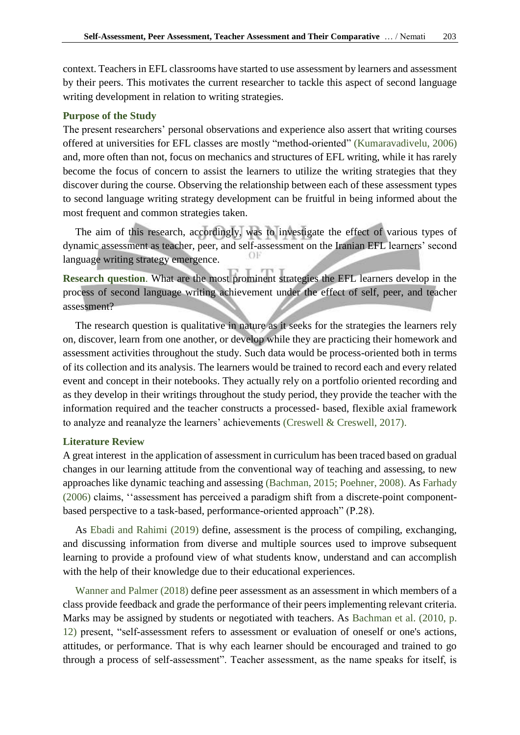context. Teachers in EFL classrooms have started to use assessment by learners and assessment by their peers. This motivates the current researcher to tackle this aspect of second language writing development in relation to writing strategies.

## Purpose of the Study

The present researchers' personal observations and experience also assert that writing courses offered at universities for EFL classes are mostly "method-oriented" (Kumaravadivelu, 2006) and, more often than not, focus on mechanics and structures of EFL writing, while it has rarely become the focus of concern to assist the learners to utilize the writing strategies that they discover during the course. Observing the relationship between each of these assessment types to second language writing strategy development can be fruitful in being informed about the most frequent and common strategies taken.

The aim of this research, accordingly, was to investigate the effect of various types of dynamic assessment as teacher, peer, and self-assessment on the Iranian EFL learners' second language writing strategy emergence.

**Research question**. What are the most prominent strategies the EFL learners develop in the process of second language writing achievement under the effect of self, peer, and teacher assessment?

The research question is qualitative in nature as it seeks for the strategies the learners rely on, discover, learn from one another, or develop while they are practicing their homework and assessment activities throughout the study. Such data would be process-oriented both in terms of its collection and its analysis. The learners would be trained to record each and every related event and concept in their notebooks. They actually rely on a portfolio oriented recording and as they develop in their writings throughout the study period, they provide the teacher with the information required and the teacher constructs a processed- based, flexible axial framework to analyze and reanalyze the learners' achievements (Creswell & Creswell, 2017).

## Literature Review

A great interest in the application of assessment in curriculum has been traced based on gradual changes in our learning attitude from the conventional way of teaching and assessing, to new approaches like dynamic teaching and assessing (Bachman, 2015; Poehner, 2008). As Farhady (2006) claims, ''assessment has perceived a paradigm shift from a discrete-point component-based perspective to a task-based, performance-oriented approach" (P.28).

As Ebadi and Rahimi (2019) define, assessment is the process of compiling, exchanging, and discussing information from diverse and multiple sources used to improve subsequent learning to provide a profound view of what students know, understand and can accomplish with the help of their knowledge due to their educational experiences.

Wanner and Palmer (2018) define peer assessment as an assessment in which members of a class provide feedback and grade the performance of their peers implementing relevant criteria. Marks may be assigned by students or negotiated with teachers. As Bachman et al. (2010, p. 12) present, "self-assessment refers to assessment or evaluation of oneself or one's actions, attitudes, or performance. That is why each learner should be encouraged and trained to go through a process of self-assessment". Teacher assessment, as the name speaks for itself, is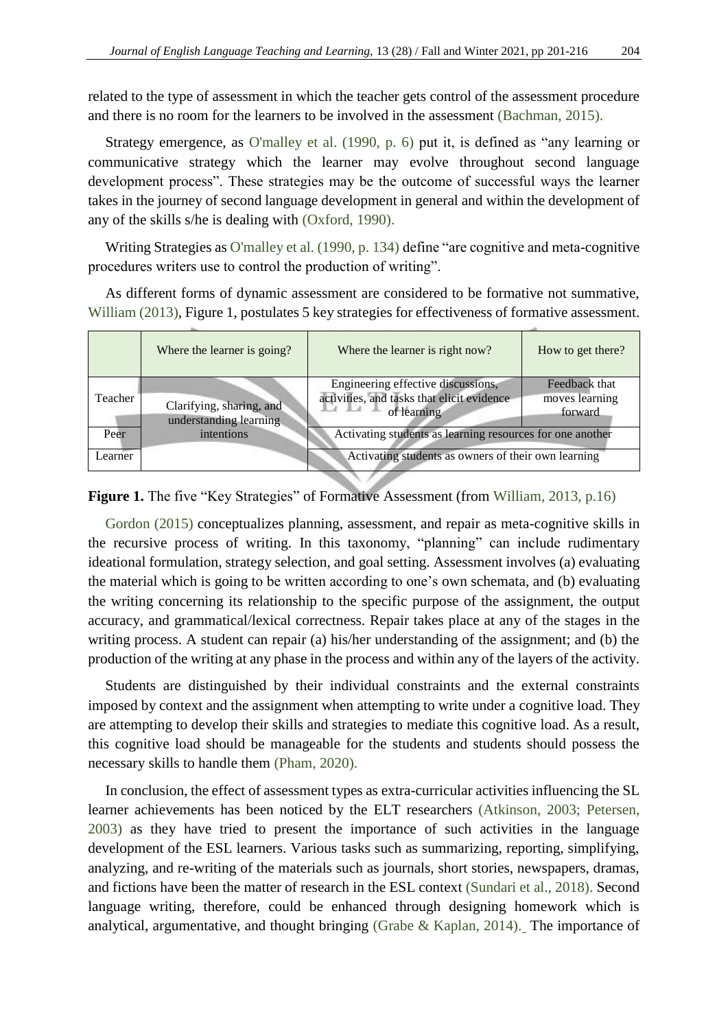related to the type of assessment in which the teacher gets control of the assessment procedure and there is no room for the learners to be involved in the assessment (Bachman, 2015).

Strategy emergence, as O'malley et al. (1990, p. 6) put it, is defined as "any learning or communicative strategy which the learner may evolve throughout second language development process". These strategies may be the outcome of successful ways the learner takes in the journey of second language development in general and within the development of any of the skills s/he is dealing with (Oxford, 1990).

Writing Strategies as O'malley et al. (1990, p. 134) define "are cognitive and meta-cognitive procedures writers use to control the production of writing".

As different forms of dynamic assessment are considered to be formative not summative, William (2013), Figure 1, postulates 5 key strategies for effectiveness of formative assessment.

| | Where the learner is going? | Where the learner is right now? | How to get there? |
|---|---|---|---|
| Teacher | Clarifying, sharing, and understanding learning intentions | Engineering effective discussions, activities, and tasks that elicit evidence of learning | Feedback that moves learning forward |
| Peer | | Activating students as learning resources for one another | |
| Learner | | Activating students as owners of their own learning | |

**Figure 1.** The five "Key Strategies" of Formative Assessment (from William, 2013, p.16)

Gordon (2015) conceptualizes planning, assessment, and repair as meta-cognitive skills in the recursive process of writing. In this taxonomy, "planning" can include rudimentary ideational formulation, strategy selection, and goal setting. Assessment involves (a) evaluating the material which is going to be written according to one's own schemata, and (b) evaluating the writing concerning its relationship to the specific purpose of the assignment, the output accuracy, and grammatical/lexical correctness. Repair takes place at any of the stages in the writing process. A student can repair (a) his/her understanding of the assignment; and (b) the production of the writing at any phase in the process and within any of the layers of the activity.

Students are distinguished by their individual constraints and the external constraints imposed by context and the assignment when attempting to write under a cognitive load. They are attempting to develop their skills and strategies to mediate this cognitive load. As a result, this cognitive load should be manageable for the students and students should possess the necessary skills to handle them (Pham, 2020).

In conclusion, the effect of assessment types as extra-curricular activities influencing the SL learner achievements has been noticed by the ELT researchers (Atkinson, 2003; Petersen, 2003) as they have tried to present the importance of such activities in the language development of the ESL learners. Various tasks such as summarizing, reporting, simplifying, analyzing, and re-writing of the materials such as journals, short stories, newspapers, dramas, and fictions have been the matter of research in the ESL context (Sundari et al., 2018). Second language writing, therefore, could be enhanced through designing homework which is analytical, argumentative, and thought bringing (Grabe & Kaplan, 2014). The importance of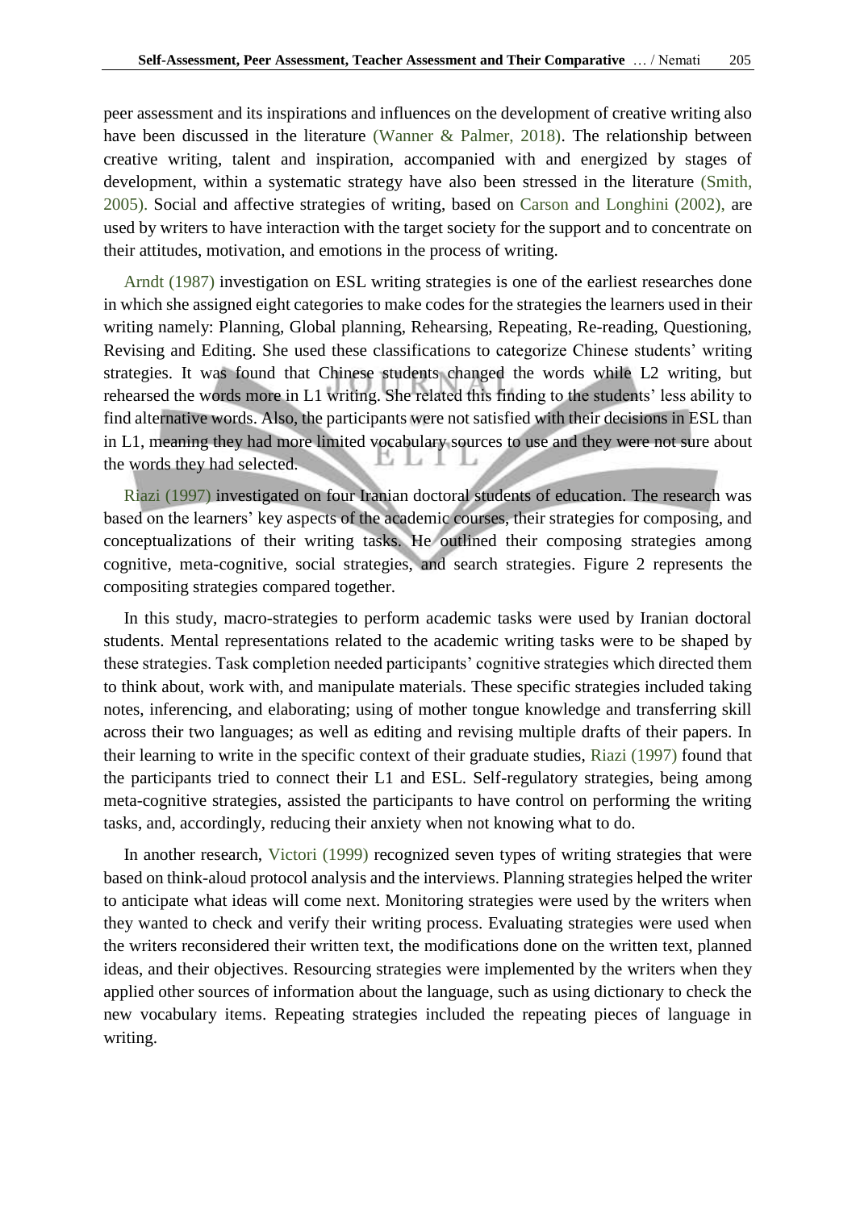peer assessment and its inspirations and influences on the development of creative writing also have been discussed in the literature (Wanner & Palmer, 2018). The relationship between creative writing, talent and inspiration, accompanied with and energized by stages of development, within a systematic strategy have also been stressed in the literature (Smith, 2005). Social and affective strategies of writing, based on Carson and Longhini (2002), are used by writers to have interaction with the target society for the support and to concentrate on their attitudes, motivation, and emotions in the process of writing.

Arndt (1987) investigation on ESL writing strategies is one of the earliest researches done in which she assigned eight categories to make codes for the strategies the learners used in their writing namely: Planning, Global planning, Rehearsing, Repeating, Re-reading, Questioning, Revising and Editing. She used these classifications to categorize Chinese students' writing strategies. It was found that Chinese students changed the words while L2 writing, but rehearsed the words more in L1 writing. She related this finding to the students' less ability to find alternative words. Also, the participants were not satisfied with their decisions in ESL than in L1, meaning they had more limited vocabulary sources to use and they were not sure about the words they had selected.

Riazi (1997) investigated on four Iranian doctoral students of education. The research was based on the learners' key aspects of the academic courses, their strategies for composing, and conceptualizations of their writing tasks. He outlined their composing strategies among cognitive, meta-cognitive, social strategies, and search strategies. Figure 2 represents the compositing strategies compared together.

In this study, macro-strategies to perform academic tasks were used by Iranian doctoral students. Mental representations related to the academic writing tasks were to be shaped by these strategies. Task completion needed participants' cognitive strategies which directed them to think about, work with, and manipulate materials. These specific strategies included taking notes, inferencing, and elaborating; using of mother tongue knowledge and transferring skill across their two languages; as well as editing and revising multiple drafts of their papers. In their learning to write in the specific context of their graduate studies, Riazi (1997) found that the participants tried to connect their L1 and ESL. Self-regulatory strategies, being among meta-cognitive strategies, assisted the participants to have control on performing the writing tasks, and, accordingly, reducing their anxiety when not knowing what to do.

In another research, Victori (1999) recognized seven types of writing strategies that were based on think-aloud protocol analysis and the interviews. Planning strategies helped the writer to anticipate what ideas will come next. Monitoring strategies were used by the writers when they wanted to check and verify their writing process. Evaluating strategies were used when the writers reconsidered their written text, the modifications done on the written text, planned ideas, and their objectives. Resourcing strategies were implemented by the writers when they applied other sources of information about the language, such as using dictionary to check the new vocabulary items. Repeating strategies included the repeating pieces of language in writing.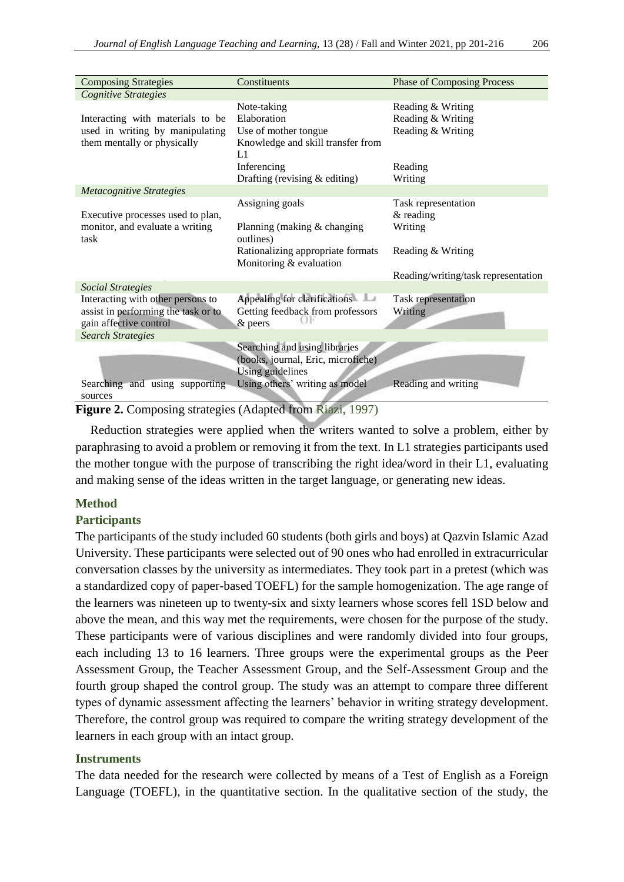| Composing Strategies | Constituents | Phase of Composing Process |
|---|---|---|
| *Cognitive Strategies* | | |
| Interacting with materials to be used in writing by manipulating them mentally or physically | Note-taking | Reading & Writing |
| | Elaboration | Reading & Writing |
| | Use of mother tongue | Reading & Writing |
| | Knowledge and skill transfer from L1 | |
| | Inferencing | Reading |
| | Drafting (revising & editing) | Writing |
| *Metacognitive Strategies* | | |
| Executive processes used to plan, monitor, and evaluate a writing task | Assigning goals | Task representation & reading |
| | Planning (making & changing outlines) | Writing |
| | Rationalizing appropriate formats | Reading & Writing |
| | Monitoring & evaluation | Reading/writing/task representation |
| *Social Strategies* | | |
| Interacting with other persons to assist in performing the task or to gain affective control | Appealing for clarifications | Task representation |
| | Getting feedback from professors & peers | Writing |
| *Search Strategies* | | |
| Searching and using supporting sources | Searching and using libraries (books, journal, Eric, microfiche) | |
| | Using guidelines | |
| | Using others' writing as model | Reading and writing |

**Figure 2.** Composing strategies (Adapted from Riazi, 1997)

Reduction strategies were applied when the writers wanted to solve a problem, either by paraphrasing to avoid a problem or removing it from the text. In L1 strategies participants used the mother tongue with the purpose of transcribing the right idea/word in their L1, evaluating and making sense of the ideas written in the target language, or generating new ideas.

## Method

### Participants

The participants of the study included 60 students (both girls and boys) at Qazvin Islamic Azad University. These participants were selected out of 90 ones who had enrolled in extracurricular conversation classes by the university as intermediates. They took part in a pretest (which was a standardized copy of paper-based TOEFL) for the sample homogenization. The age range of the learners was nineteen up to twenty-six and sixty learners whose scores fell 1SD below and above the mean, and this way met the requirements, were chosen for the purpose of the study. These participants were of various disciplines and were randomly divided into four groups, each including 13 to 16 learners. Three groups were the experimental groups as the Peer Assessment Group, the Teacher Assessment Group, and the Self-Assessment Group and the fourth group shaped the control group. The study was an attempt to compare three different types of dynamic assessment affecting the learners' behavior in writing strategy development. Therefore, the control group was required to compare the writing strategy development of the learners in each group with an intact group.

### Instruments

The data needed for the research were collected by means of a Test of English as a Foreign Language (TOEFL), in the quantitative section. In the qualitative section of the study, the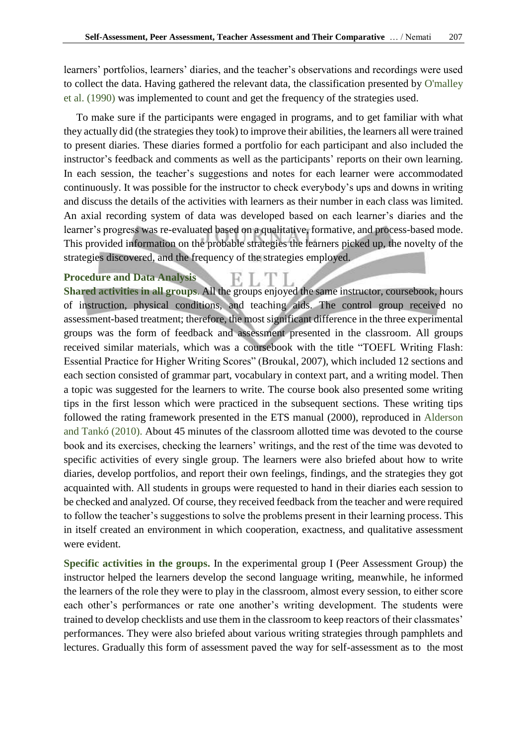learners' portfolios, learners' diaries, and the teacher's observations and recordings were used to collect the data. Having gathered the relevant data, the classification presented by O'malley et al. (1990) was implemented to count and get the frequency of the strategies used.

To make sure if the participants were engaged in programs, and to get familiar with what they actually did (the strategies they took) to improve their abilities, the learners all were trained to present diaries. These diaries formed a portfolio for each participant and also included the instructor's feedback and comments as well as the participants' reports on their own learning. In each session, the teacher's suggestions and notes for each learner were accommodated continuously. It was possible for the instructor to check everybody's ups and downs in writing and discuss the details of the activities with learners as their number in each class was limited. An axial recording system of data was developed based on each learner's diaries and the learner's progress was re-evaluated based on a qualitative, formative, and process-based mode. This provided information on the probable strategies the learners picked up, the novelty of the strategies discovered, and the frequency of the strategies employed.

### Procedure and Data Analysis

**Shared activities in all groups**. All the groups enjoyed the same instructor, coursebook, hours of instruction, physical conditions, and teaching aids. The control group received no assessment-based treatment; therefore, the most significant difference in the three experimental groups was the form of feedback and assessment presented in the classroom. All groups received similar materials, which was a coursebook with the title "TOEFL Writing Flash: Essential Practice for Higher Writing Scores" (Broukal, 2007), which included 12 sections and each section consisted of grammar part, vocabulary in context part, and a writing model. Then a topic was suggested for the learners to write. The course book also presented some writing tips in the first lesson which were practiced in the subsequent sections. These writing tips followed the rating framework presented in the ETS manual (2000), reproduced in Alderson and Tankó (2010). About 45 minutes of the classroom allotted time was devoted to the course book and its exercises, checking the learners' writings, and the rest of the time was devoted to specific activities of every single group. The learners were also briefed about how to write diaries, develop portfolios, and report their own feelings, findings, and the strategies they got acquainted with. All students in groups were requested to hand in their diaries each session to be checked and analyzed. Of course, they received feedback from the teacher and were required to follow the teacher's suggestions to solve the problems present in their learning process. This in itself created an environment in which cooperation, exactness, and qualitative assessment were evident.

**Specific activities in the groups.** In the experimental group I (Peer Assessment Group) the instructor helped the learners develop the second language writing, meanwhile, he informed the learners of the role they were to play in the classroom, almost every session, to either score each other's performances or rate one another's writing development. The students were trained to develop checklists and use them in the classroom to keep reactors of their classmates' performances. They were also briefed about various writing strategies through pamphlets and lectures. Gradually this form of assessment paved the way for self-assessment as to the most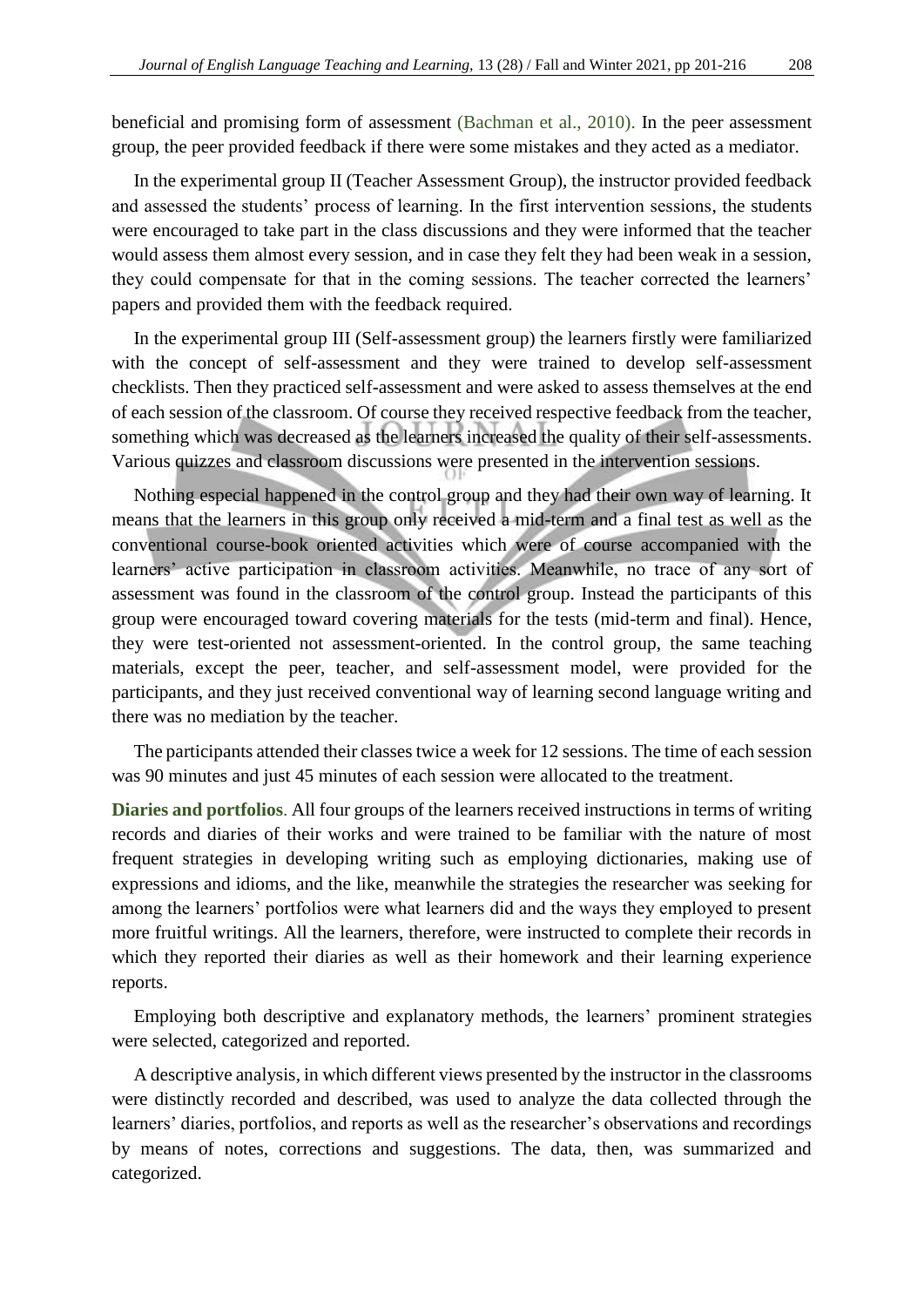beneficial and promising form of assessment (Bachman et al., 2010). In the peer assessment group, the peer provided feedback if there were some mistakes and they acted as a mediator.

In the experimental group II (Teacher Assessment Group), the instructor provided feedback and assessed the students' process of learning. In the first intervention sessions, the students were encouraged to take part in the class discussions and they were informed that the teacher would assess them almost every session, and in case they felt they had been weak in a session, they could compensate for that in the coming sessions. The teacher corrected the learners' papers and provided them with the feedback required.

In the experimental group III (Self-assessment group) the learners firstly were familiarized with the concept of self-assessment and they were trained to develop self-assessment checklists. Then they practiced self-assessment and were asked to assess themselves at the end of each session of the classroom. Of course they received respective feedback from the teacher, something which was decreased as the learners increased the quality of their self-assessments. Various quizzes and classroom discussions were presented in the intervention sessions.

Nothing especial happened in the control group and they had their own way of learning. It means that the learners in this group only received a mid-term and a final test as well as the conventional course-book oriented activities which were of course accompanied with the learners' active participation in classroom activities. Meanwhile, no trace of any sort of assessment was found in the classroom of the control group. Instead the participants of this group were encouraged toward covering materials for the tests (mid-term and final). Hence, they were test-oriented not assessment-oriented. In the control group, the same teaching materials, except the peer, teacher, and self-assessment model, were provided for the participants, and they just received conventional way of learning second language writing and there was no mediation by the teacher.

The participants attended their classes twice a week for 12 sessions. The time of each session was 90 minutes and just 45 minutes of each session were allocated to the treatment.

**Diaries and portfolios**. All four groups of the learners received instructions in terms of writing records and diaries of their works and were trained to be familiar with the nature of most frequent strategies in developing writing such as employing dictionaries, making use of expressions and idioms, and the like, meanwhile the strategies the researcher was seeking for among the learners' portfolios were what learners did and the ways they employed to present more fruitful writings. All the learners, therefore, were instructed to complete their records in which they reported their diaries as well as their homework and their learning experience reports.

Employing both descriptive and explanatory methods, the learners' prominent strategies were selected, categorized and reported.

A descriptive analysis, in which different views presented by the instructor in the classrooms were distinctly recorded and described, was used to analyze the data collected through the learners' diaries, portfolios, and reports as well as the researcher's observations and recordings by means of notes, corrections and suggestions. The data, then, was summarized and categorized.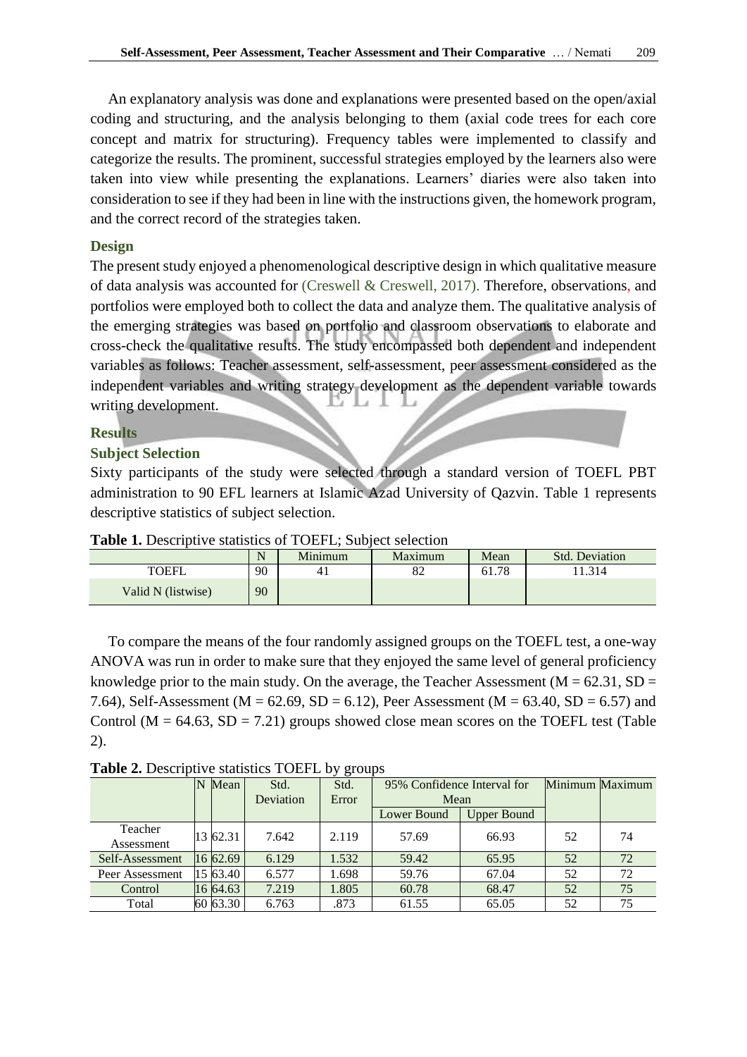An explanatory analysis was done and explanations were presented based on the open/axial coding and structuring, and the analysis belonging to them (axial code trees for each core concept and matrix for structuring). Frequency tables were implemented to classify and categorize the results. The prominent, successful strategies employed by the learners also were taken into view while presenting the explanations. Learners' diaries were also taken into consideration to see if they had been in line with the instructions given, the homework program, and the correct record of the strategies taken.

## Design

The present study enjoyed a phenomenological descriptive design in which qualitative measure of data analysis was accounted for (Creswell & Creswell, 2017). Therefore, observations, and portfolios were employed both to collect the data and analyze them. The qualitative analysis of the emerging strategies was based on portfolio and classroom observations to elaborate and cross-check the qualitative results. The study encompassed both dependent and independent variables as follows: Teacher assessment, self-assessment, peer assessment considered as the independent variables and writing strategy development as the dependent variable towards writing development.

## Results

### Subject Selection

Sixty participants of the study were selected through a standard version of TOEFL PBT administration to 90 EFL learners at Islamic Azad University of Qazvin. Table 1 represents descriptive statistics of subject selection.

**Table 1.** Descriptive statistics of TOEFL; Subject selection

| | N | Minimum | Maximum | Mean | Std. Deviation |
|---|---|---|---|---|---|
| TOEFL | 90 | 41 | 82 | 61.78 | 11.314 |
| Valid N (listwise) | 90 | | | | |

To compare the means of the four randomly assigned groups on the TOEFL test, a one-way ANOVA was run in order to make sure that they enjoyed the same level of general proficiency knowledge prior to the main study. On the average, the Teacher Assessment (M = 62.31, SD = 7.64), Self-Assessment (M = 62.69, SD = 6.12), Peer Assessment (M = 63.40, SD = 6.57) and Control (M = 64.63, SD = 7.21) groups showed close mean scores on the TOEFL test (Table 2).

**Table 2.** Descriptive statistics TOEFL by groups

| | N | Mean | Std. Deviation | Std. Error | 95% Confidence Interval for Mean | | Minimum | Maximum |
|---|---|---|---|---|---|---|---|---|
| | | | | | Lower Bound | Upper Bound | | |
| Teacher Assessment | 13 | 62.31 | 7.642 | 2.119 | 57.69 | 66.93 | 52 | 74 |
| Self-Assessment | 16 | 62.69 | 6.129 | 1.532 | 59.42 | 65.95 | 52 | 72 |
| Peer Assessment | 15 | 63.40 | 6.577 | 1.698 | 59.76 | 67.04 | 52 | 72 |
| Control | 16 | 64.63 | 7.219 | 1.805 | 60.78 | 68.47 | 52 | 75 |
| Total | 60 | 63.30 | 6.763 | .873 | 61.55 | 65.05 | 52 | 75 |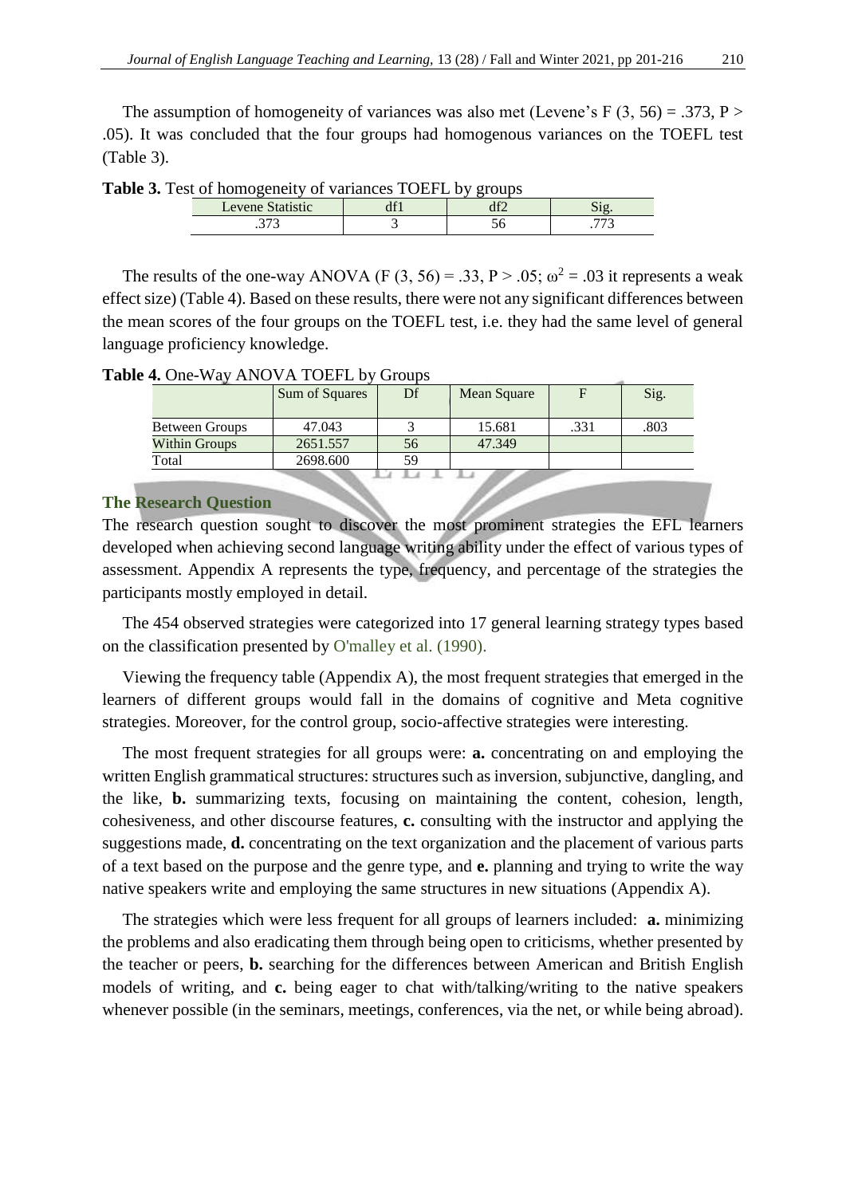The assumption of homogeneity of variances was also met (Levene's $F(3, 56) = .373$, $P > .05$). It was concluded that the four groups had homogenous variances on the TOEFL test (Table 3).

**Table 3.** Test of homogeneity of variances TOEFL by groups

| Levene Statistic | df1 | df2 | Sig. |
|---|---|---|---|
| .373 | 3 | 56 | .773 |

The results of the one-way ANOVA ($F(3, 56) = .33$, $P > .05$; $\omega^2 = .03$ it represents a weak effect size) (Table 4). Based on these results, there were not any significant differences between the mean scores of the four groups on the TOEFL test, i.e. they had the same level of general language proficiency knowledge.

**Table 4.** One-Way ANOVA TOEFL by Groups

| | Sum of Squares | Df | Mean Square | F | Sig. |
|---|---|---|---|---|---|
| Between Groups | 47.043 | 3 | 15.681 | .331 | .803 |
| Within Groups | 2651.557 | 56 | 47.349 | | |
| Total | 2698.600 | 59 | | | |

## The Research Question

The research question sought to discover the most prominent strategies the EFL learners developed when achieving second language writing ability under the effect of various types of assessment. Appendix A represents the type, frequency, and percentage of the strategies the participants mostly employed in detail.

The 454 observed strategies were categorized into 17 general learning strategy types based on the classification presented by O'malley et al. (1990).

Viewing the frequency table (Appendix A), the most frequent strategies that emerged in the learners of different groups would fall in the domains of cognitive and Meta cognitive strategies. Moreover, for the control group, socio-affective strategies were interesting.

The most frequent strategies for all groups were: **a.** concentrating on and employing the written English grammatical structures: structures such as inversion, subjunctive, dangling, and the like, **b.** summarizing texts, focusing on maintaining the content, cohesion, length, cohesiveness, and other discourse features, **c.** consulting with the instructor and applying the suggestions made, **d.** concentrating on the text organization and the placement of various parts of a text based on the purpose and the genre type, and **e.** planning and trying to write the way native speakers write and employing the same structures in new situations (Appendix A).

The strategies which were less frequent for all groups of learners included: **a.** minimizing the problems and also eradicating them through being open to criticisms, whether presented by the teacher or peers, **b.** searching for the differences between American and British English models of writing, and **c.** being eager to chat with/talking/writing to the native speakers whenever possible (in the seminars, meetings, conferences, via the net, or while being abroad).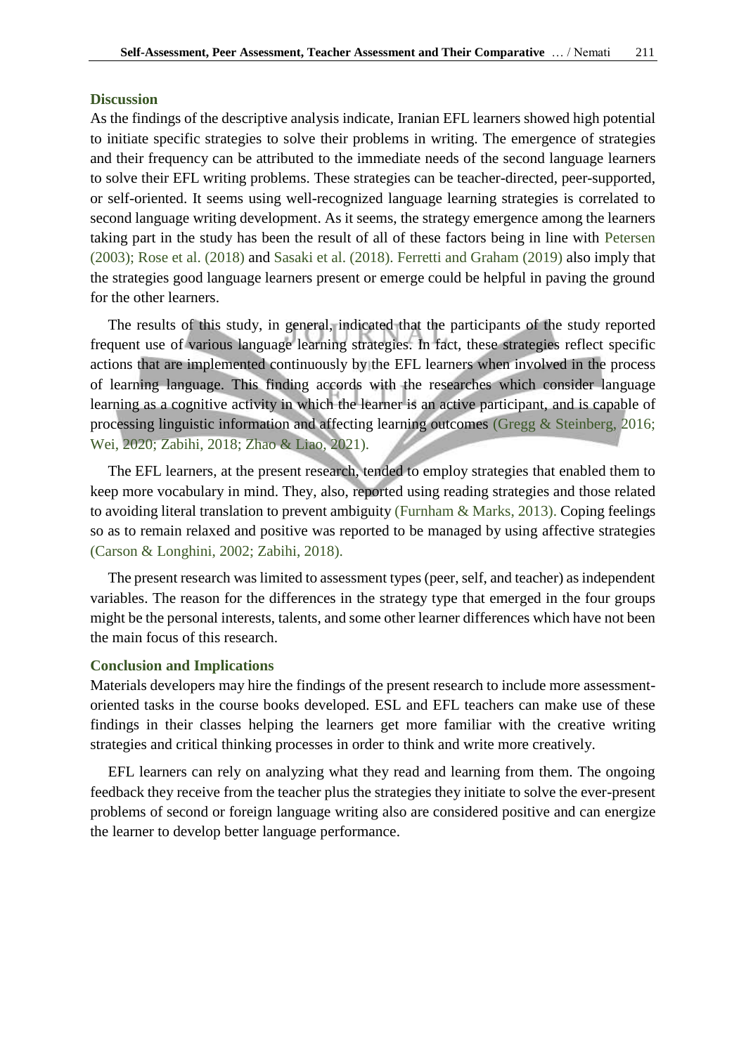## Discussion

As the findings of the descriptive analysis indicate, Iranian EFL learners showed high potential to initiate specific strategies to solve their problems in writing. The emergence of strategies and their frequency can be attributed to the immediate needs of the second language learners to solve their EFL writing problems. These strategies can be teacher-directed, peer-supported, or self-oriented. It seems using well-recognized language learning strategies is correlated to second language writing development. As it seems, the strategy emergence among the learners taking part in the study has been the result of all of these factors being in line with Petersen (2003); Rose et al. (2018) and Sasaki et al. (2018). Ferretti and Graham (2019) also imply that the strategies good language learners present or emerge could be helpful in paving the ground for the other learners.

The results of this study, in general, indicated that the participants of the study reported frequent use of various language learning strategies. In fact, these strategies reflect specific actions that are implemented continuously by the EFL learners when involved in the process of learning language. This finding accords with the researches which consider language learning as a cognitive activity in which the learner is an active participant, and is capable of processing linguistic information and affecting learning outcomes (Gregg & Steinberg, 2016; Wei, 2020; Zabihi, 2018; Zhao & Liao, 2021).

The EFL learners, at the present research, tended to employ strategies that enabled them to keep more vocabulary in mind. They, also, reported using reading strategies and those related to avoiding literal translation to prevent ambiguity (Furnham & Marks, 2013). Coping feelings so as to remain relaxed and positive was reported to be managed by using affective strategies (Carson & Longhini, 2002; Zabihi, 2018).

The present research was limited to assessment types (peer, self, and teacher) as independent variables. The reason for the differences in the strategy type that emerged in the four groups might be the personal interests, talents, and some other learner differences which have not been the main focus of this research.

## Conclusion and Implications

Materials developers may hire the findings of the present research to include more assessment-oriented tasks in the course books developed. ESL and EFL teachers can make use of these findings in their classes helping the learners get more familiar with the creative writing strategies and critical thinking processes in order to think and write more creatively.

EFL learners can rely on analyzing what they read and learning from them. The ongoing feedback they receive from the teacher plus the strategies they initiate to solve the ever-present problems of second or foreign language writing also are considered positive and can energize the learner to develop better language performance.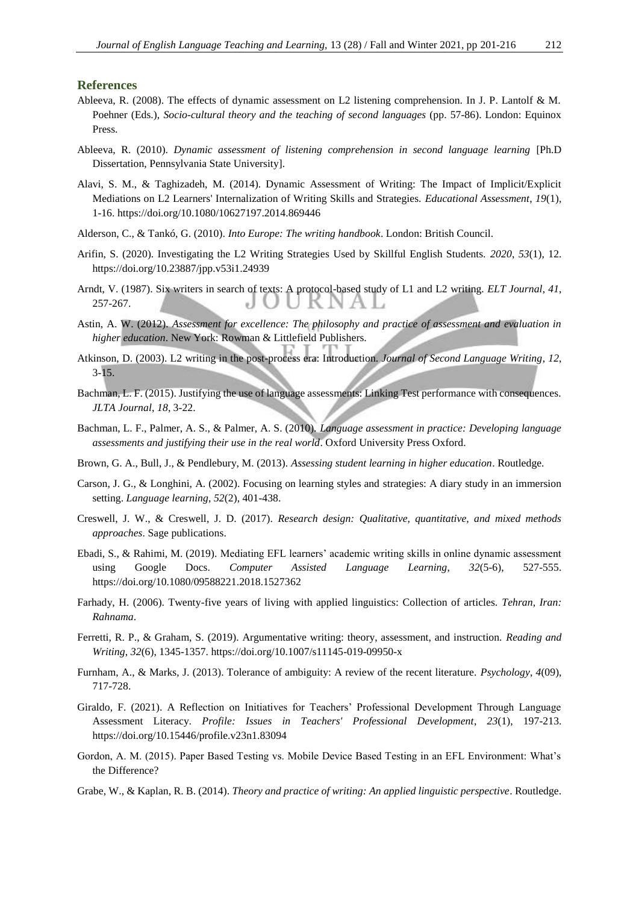## References

Ableeva, R. (2008). The effects of dynamic assessment on L2 listening comprehension. In J. P. Lantolf & M. Poehner (Eds.), *Socio-cultural theory and the teaching of second languages* (pp. 57-86). London: Equinox Press.

Ableeva, R. (2010). *Dynamic assessment of listening comprehension in second language learning* [Ph.D Dissertation, Pennsylvania State University].

Alavi, S. M., & Taghizadeh, M. (2014). Dynamic Assessment of Writing: The Impact of Implicit/Explicit Mediations on L2 Learners' Internalization of Writing Skills and Strategies. *Educational Assessment*, *19*(1), 1-16. https://doi.org/10.1080/10627197.2014.869446

Alderson, C., & Tankó, G. (2010). *Into Europe: The writing handbook*. London: British Council.

Arifin, S. (2020). Investigating the L2 Writing Strategies Used by Skillful English Students. *2020*, *53*(1), 12. https://doi.org/10.23887/jpp.v53i1.24939

Arndt, V. (1987). Six writers in search of texts: A protocol-based study of L1 and L2 writing. *ELT Journal*, *41*, 257-267.

Astin, A. W. (2012). *Assessment for excellence: The philosophy and practice of assessment and evaluation in higher education*. New York: Rowman & Littlefield Publishers.

Atkinson, D. (2003). L2 writing in the post-process era: Introduction. *Journal of Second Language Writing*, *12*, 3-15.

Bachman, L. F. (2015). Justifying the use of language assessments: Linking Test performance with consequences. *JLTA Journal*, *18*, 3-22.

Bachman, L. F., Palmer, A. S., & Palmer, A. S. (2010). *Language assessment in practice: Developing language assessments and justifying their use in the real world*. Oxford University Press Oxford.

Brown, G. A., Bull, J., & Pendlebury, M. (2013). *Assessing student learning in higher education*. Routledge.

Carson, J. G., & Longhini, A. (2002). Focusing on learning styles and strategies: A diary study in an immersion setting. *Language learning*, *52*(2), 401-438.

Creswell, J. W., & Creswell, J. D. (2017). *Research design: Qualitative, quantitative, and mixed methods approaches*. Sage publications.

Ebadi, S., & Rahimi, M. (2019). Mediating EFL learners' academic writing skills in online dynamic assessment using Google Docs. *Computer Assisted Language Learning*, *32*(5-6), 527-555. https://doi.org/10.1080/09588221.2018.1527362

Farhady, H. (2006). Twenty-five years of living with applied linguistics: Collection of articles. *Tehran, Iran: Rahnama*.

Ferretti, R. P., & Graham, S. (2019). Argumentative writing: theory, assessment, and instruction. *Reading and Writing*, *32*(6), 1345-1357. https://doi.org/10.1007/s11145-019-09950-x

Furnham, A., & Marks, J. (2013). Tolerance of ambiguity: A review of the recent literature. *Psychology*, *4*(09), 717-728.

Giraldo, F. (2021). A Reflection on Initiatives for Teachers' Professional Development Through Language Assessment Literacy. *Profile: Issues in Teachers' Professional Development*, *23*(1), 197-213. https://doi.org/10.15446/profile.v23n1.83094

Gordon, A. M. (2015). Paper Based Testing vs. Mobile Device Based Testing in an EFL Environment: What's the Difference?

Grabe, W., & Kaplan, R. B. (2014). *Theory and practice of writing: An applied linguistic perspective*. Routledge.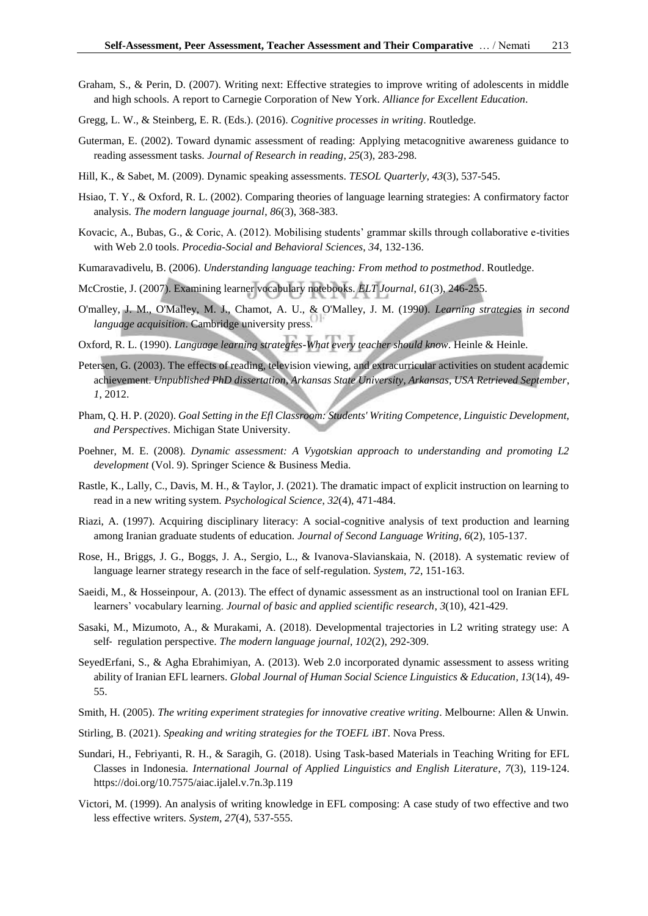Graham, S., & Perin, D. (2007). Writing next: Effective strategies to improve writing of adolescents in middle and high schools. A report to Carnegie Corporation of New York. *Alliance for Excellent Education*.

Gregg, L. W., & Steinberg, E. R. (Eds.). (2016). *Cognitive processes in writing*. Routledge.

Guterman, E. (2002). Toward dynamic assessment of reading: Applying metacognitive awareness guidance to reading assessment tasks. *Journal of Research in reading*, *25*(3), 283-298.

Hill, K., & Sabet, M. (2009). Dynamic speaking assessments. *TESOL Quarterly*, *43*(3), 537-545.

Hsiao, T. Y., & Oxford, R. L. (2002). Comparing theories of language learning strategies: A confirmatory factor analysis. *The modern language journal*, *86*(3), 368-383.

Kovacic, A., Bubas, G., & Coric, A. (2012). Mobilising students' grammar skills through collaborative e-tivities with Web 2.0 tools. *Procedia-Social and Behavioral Sciences*, *34*, 132-136.

Kumaravadivelu, B. (2006). *Understanding language teaching: From method to postmethod*. Routledge.

McCrostie, J. (2007). Examining learner vocabulary notebooks. *ELT Journal*, *61*(3), 246-255.

O'malley, J. M., O'Malley, M. J., Chamot, A. U., & O'Malley, J. M. (1990). *Learning strategies in second language acquisition*. Cambridge university press.

Oxford, R. L. (1990). *Language learning strategies-What every teacher should know*. Heinle & Heinle.

Petersen, G. (2003). The effects of reading, television viewing, and extracurricular activities on student academic achievement. *Unpublished PhD dissertation, Arkansas State University, Arkansas, USA Retrieved September*, *1*, 2012.

Pham, Q. H. P. (2020). *Goal Setting in the Efl Classroom: Students' Writing Competence, Linguistic Development, and Perspectives*. Michigan State University.

Poehner, M. E. (2008). *Dynamic assessment: A Vygotskian approach to understanding and promoting L2 development* (Vol. 9). Springer Science & Business Media.

Rastle, K., Lally, C., Davis, M. H., & Taylor, J. (2021). The dramatic impact of explicit instruction on learning to read in a new writing system. *Psychological Science*, *32*(4), 471-484.

Riazi, A. (1997). Acquiring disciplinary literacy: A social-cognitive analysis of text production and learning among Iranian graduate students of education. *Journal of Second Language Writing*, *6*(2), 105-137.

Rose, H., Briggs, J. G., Boggs, J. A., Sergio, L., & Ivanova-Slavianskaia, N. (2018). A systematic review of language learner strategy research in the face of self-regulation. *System*, *72*, 151-163.

Saeidi, M., & Hosseinpour, A. (2013). The effect of dynamic assessment as an instructional tool on Iranian EFL learners' vocabulary learning. *Journal of basic and applied scientific research*, *3*(10), 421-429.

Sasaki, M., Mizumoto, A., & Murakami, A. (2018). Developmental trajectories in L2 writing strategy use: A self- regulation perspective. *The modern language journal*, *102*(2), 292-309.

SeyedErfani, S., & Agha Ebrahimiyan, A. (2013). Web 2.0 incorporated dynamic assessment to assess writing ability of Iranian EFL learners. *Global Journal of Human Social Science Linguistics & Education*, *13*(14), 49-55.

Smith, H. (2005). *The writing experiment strategies for innovative creative writing*. Melbourne: Allen & Unwin.

Stirling, B. (2021). *Speaking and writing strategies for the TOEFL iBT*. Nova Press.

Sundari, H., Febriyanti, R. H., & Saragih, G. (2018). Using Task-based Materials in Teaching Writing for EFL Classes in Indonesia. *International Journal of Applied Linguistics and English Literature*, *7*(3), 119-124. https://doi.org/10.7575/aiac.ijalel.v.7n.3p.119

Victori, M. (1999). An analysis of writing knowledge in EFL composing: A case study of two effective and two less effective writers. *System*, *27*(4), 537-555.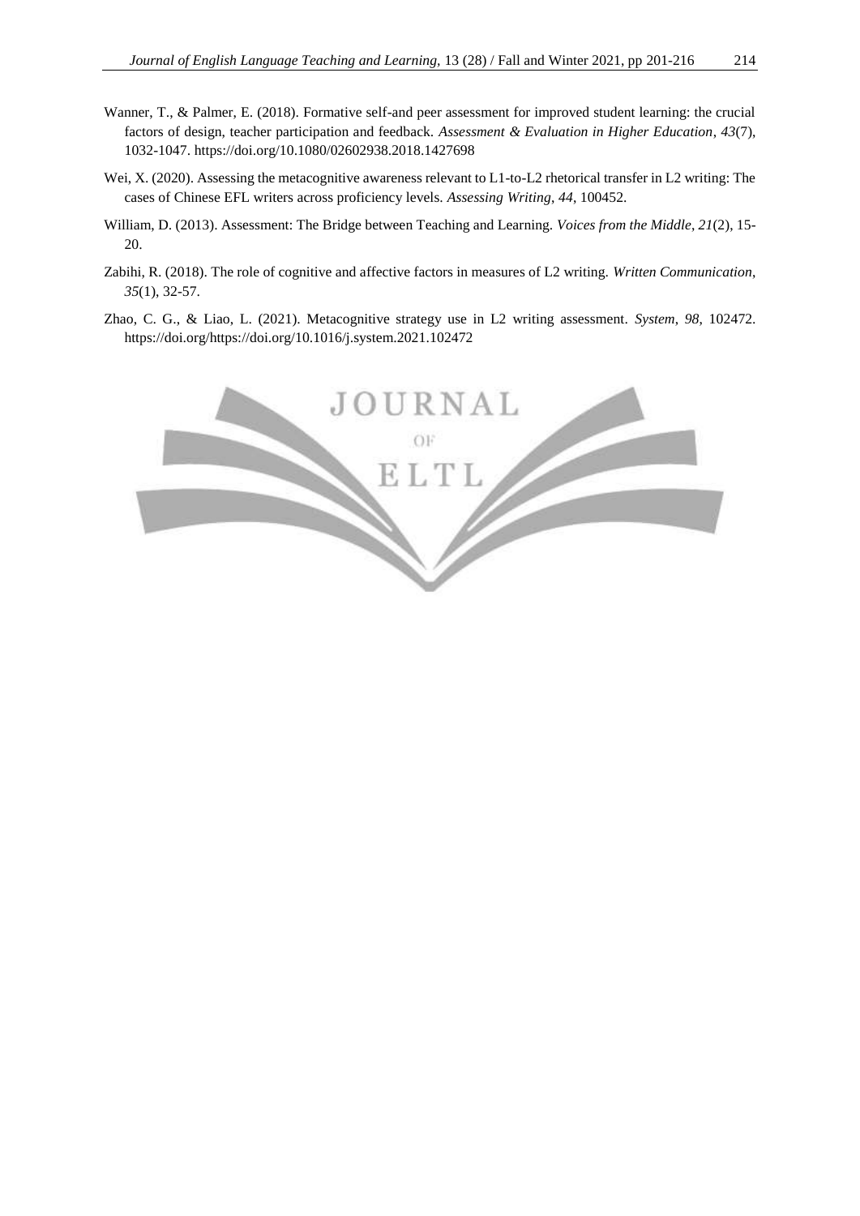Wanner, T., & Palmer, E. (2018). Formative self-and peer assessment for improved student learning: the crucial factors of design, teacher participation and feedback. *Assessment & Evaluation in Higher Education*, *43*(7), 1032-1047. https://doi.org/10.1080/02602938.2018.1427698

Wei, X. (2020). Assessing the metacognitive awareness relevant to L1-to-L2 rhetorical transfer in L2 writing: The cases of Chinese EFL writers across proficiency levels. *Assessing Writing*, *44*, 100452.

William, D. (2013). Assessment: The Bridge between Teaching and Learning. *Voices from the Middle*, *21*(2), 15-20.

Zabihi, R. (2018). The role of cognitive and affective factors in measures of L2 writing. *Written Communication*, *35*(1), 32-57.

Zhao, C. G., & Liao, L. (2021). Metacognitive strategy use in L2 writing assessment. *System*, *98*, 102472. https://doi.org/https://doi.org/10.1016/j.system.2021.102472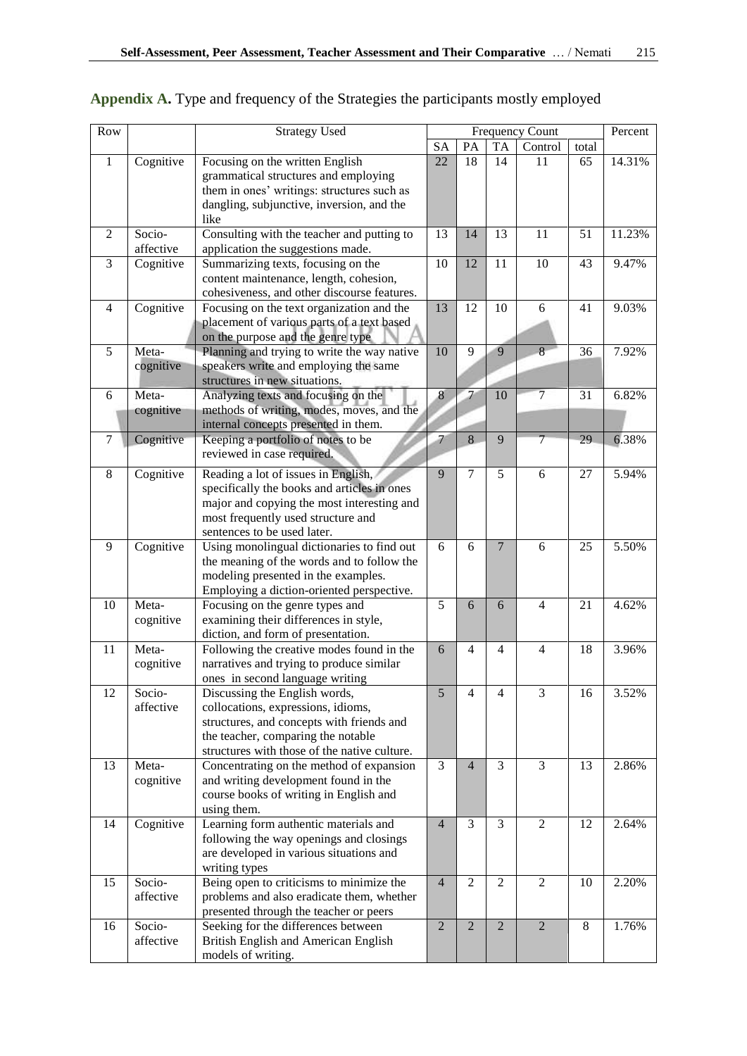## Appendix A. Type and frequency of the Strategies the participants mostly employed

| Row | | Strategy Used | Frequency Count | | | | | Percent |
|---|---|---|---|---|---|---|---|---|
| | | | SA | PA | TA | Control | total | |
| 1 | Cognitive | Focusing on the written English grammatical structures and employing them in ones' writings: structures such as dangling, subjunctive, inversion, and the like | 22 | 18 | 14 | 11 | 65 | 14.31% |
| 2 | Socio-affective | Consulting with the teacher and putting to application the suggestions made. | 13 | 14 | 13 | 11 | 51 | 11.23% |
| 3 | Cognitive | Summarizing texts, focusing on the content maintenance, length, cohesion, cohesiveness, and other discourse features. | 10 | 12 | 11 | 10 | 43 | 9.47% |
| 4 | Cognitive | Focusing on the text organization and the placement of various parts of a text based on the purpose and the genre type | 13 | 12 | 10 | 6 | 41 | 9.03% |
| 5 | Meta-cognitive | Planning and trying to write the way native speakers write and employing the same structures in new situations. | 10 | 9 | 9 | 8 | 36 | 7.92% |
| 6 | Meta-cognitive | Analyzing texts and focusing on the methods of writing, modes, moves, and the internal concepts presented in them. | 8 | 7 | 10 | 7 | 31 | 6.82% |
| 7 | Cognitive | Keeping a portfolio of notes to be reviewed in case required. | 7 | 8 | 9 | 7 | 29 | 6.38% |
| 8 | Cognitive | Reading a lot of issues in English, specifically the books and articles in ones major and copying the most interesting and most frequently used structure and sentences to be used later. | 9 | 7 | 5 | 6 | 27 | 5.94% |
| 9 | Cognitive | Using monolingual dictionaries to find out the meaning of the words and to follow the modeling presented in the examples. Employing a diction-oriented perspective. | 6 | 6 | 7 | 6 | 25 | 5.50% |
| 10 | Meta-cognitive | Focusing on the genre types and examining their differences in style, diction, and form of presentation. | 5 | 6 | 6 | 4 | 21 | 4.62% |
| 11 | Meta-cognitive | Following the creative modes found in the narratives and trying to produce similar ones in second language writing | 6 | 4 | 4 | 4 | 18 | 3.96% |
| 12 | Socio-affective | Discussing the English words, collocations, expressions, idioms, structures, and concepts with friends and the teacher, comparing the notable structures with those of the native culture. | 5 | 4 | 4 | 3 | 16 | 3.52% |
| 13 | Meta-cognitive | Concentrating on the method of expansion and writing development found in the course books of writing in English and using them. | 3 | 4 | 3 | 3 | 13 | 2.86% |
| 14 | Cognitive | Learning form authentic materials and following the way openings and closings are developed in various situations and writing types | 4 | 3 | 3 | 2 | 12 | 2.64% |
| 15 | Socio-affective | Being open to criticisms to minimize the problems and also eradicate them, whether presented through the teacher or peers | 4 | 2 | 2 | 2 | 10 | 2.20% |
| 16 | Socio-affective | Seeking for the differences between British English and American English models of writing. | 2 | 2 | 2 | 2 | 8 | 1.76% |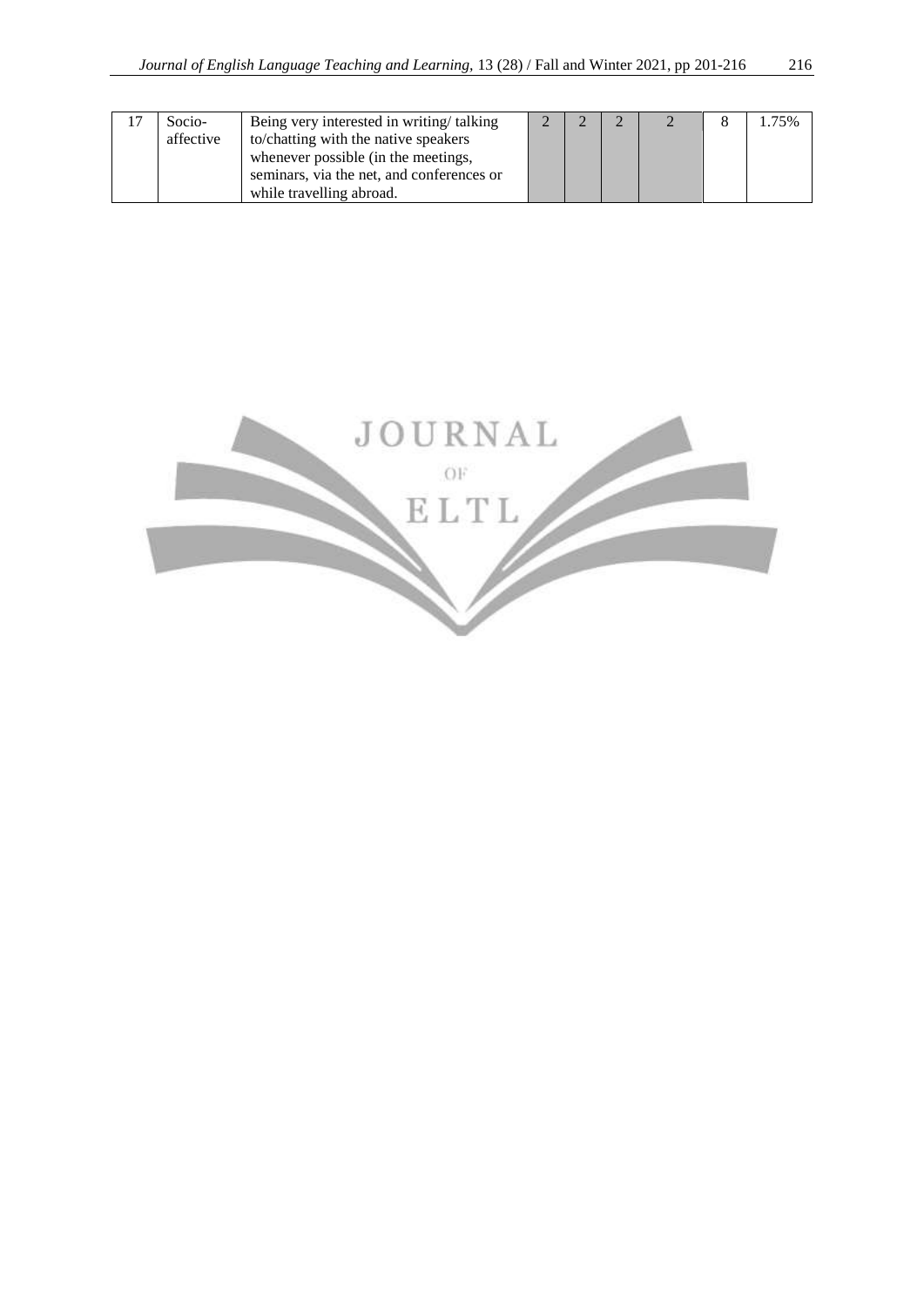| | | | | | | | | |
|---|---|---|---|---|---|---|---|---|
| 17 | Socio-affective | Being very interested in writing/ talking to/chatting with the native speakers whenever possible (in the meetings, seminars, via the net, and conferences or while travelling abroad. | 2 | 2 | 2 | 2 | 8 | 1.75% |